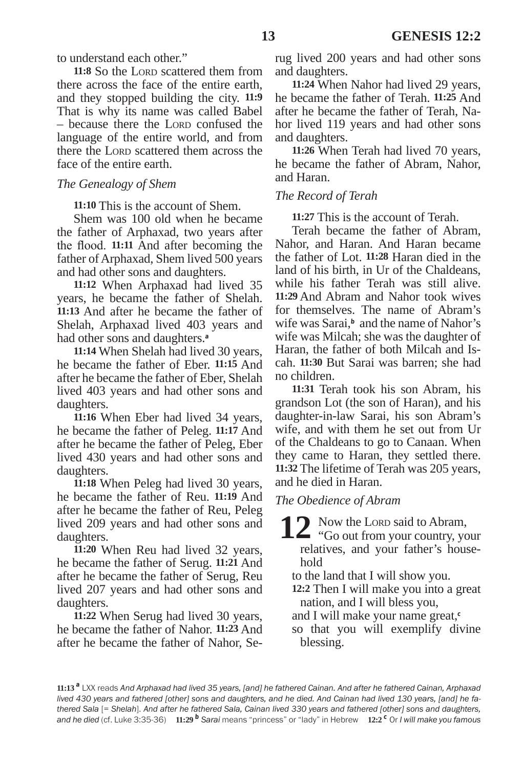to understand each other."

**11:8** So the LORD scattered them from there across the face of the entire earth, and they stopped building the city. **11:9** That is why its name was called Babel – because there the LORD confused the language of the entire world, and from there the LORD scattered them across the face of the entire earth.

### *The Genealogy of Shem*

**11:10** This is the account of Shem.

Shem was 100 old when he became the father of Arphaxad, two years after the flood. **11:11** And after becoming the father of Arphaxad, Shem lived 500 years and had other sons and daughters.

**11:12** When Arphaxad had lived 35 years, he became the father of Shelah. **11:13** And after he became the father of Shelah, Arphaxad lived 403 years and had other sons and daughters.[a]

**11:14** When Shelah had lived 30 years, he became the father of Eber. **11:15** And after he became the father of Eber, Shelah lived 403 years and had other sons and daughters.

**11:16** When Eber had lived 34 years, he became the father of Peleg. **11:17** And after he became the father of Peleg, Eber lived 430 years and had other sons and daughters.

**11:18** When Peleg had lived 30 years, he became the father of Reu. **11:19** And after he became the father of Reu, Peleg lived 209 years and had other sons and daughters.

**11:20** When Reu had lived 32 years, he became the father of Serug. **11:21** And after he became the father of Serug, Reu lived 207 years and had other sons and daughters.

**11:22** When Serug had lived 30 years, he became the father of Nahor. **11:23** And after he became the father of Nahor, Serug lived 200 years and had other sons and daughters.

**11:24** When Nahor had lived 29 years, he became the father of Terah. **11:25** And after he became the father of Terah, Nahor lived 119 years and had other sons and daughters.

**11:26** When Terah had lived 70 years, he became the father of Abram, Nahor, and Haran.

### *The Record of Terah*

**11:27** This is the account of Terah.

Terah became the father of Abram, Nahor, and Haran. And Haran became the father of Lot. **11:28** Haran died in the land of his birth, in Ur of the Chaldeans, while his father Terah was still alive. **11:29** And Abram and Nahor took wives for themselves. The name of Abram's wife was Sarai,[b] and the name of Nahor's wife was Milcah; she was the daughter of Haran, the father of both Milcah and Iscah. **11:30** But Sarai was barren; she had no children.

**11:31** Terah took his son Abram, his grandson Lot (the son of Haran), and his daughter-in-law Sarai, his son Abram's wife, and with them he set out from Ur of the Chaldeans to go to Canaan. When they came to Haran, they settled there. **11:32** The lifetime of Terah was 205 years, and he died in Haran.

### *The Obedience of Abram*

**12** Now the LORD said to Abram,
"Go out from your country, your relatives, and your father's household
to the land that I will show you.
**12:2** Then I will make you into a great nation, and I will bless you,
and I will make your name great,[c]
so that you will exemplify divine blessing.

---

**11:13** [a] LXX reads *And Arphaxad had lived 35 years, [and] he fathered Cainan. And after he fathered Cainan, Arphaxad lived 430 years and fathered [other] sons and daughters, and he died. And Cainan had lived 130 years, [and] he fathered Sala* [= *Shelah*]. *And after he fathered Sala, Cainan lived 330 years and fathered [other] sons and daughters, and he died* (cf. Luke 3:35-36) **11:29** [b] *Sarai* means "princess" or "lady" in Hebrew **12:2** [c] Or *I will make you famous*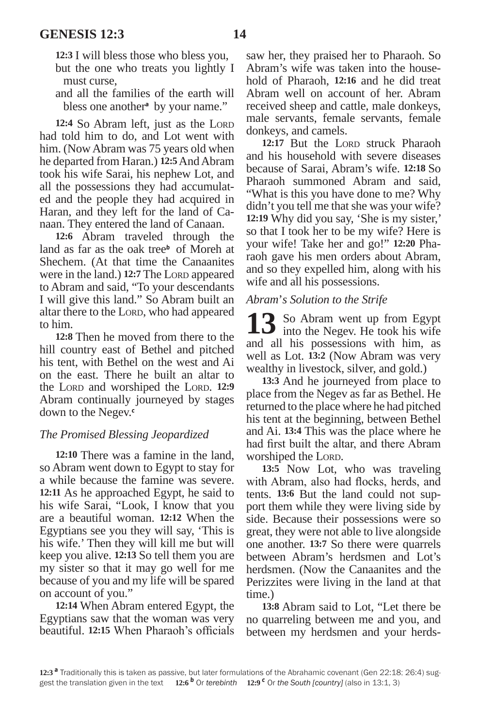**12:3** I will bless those who bless you,
but the one who treats you lightly I must curse,
and all the families of the earth will bless one another[a] by your name."

**12:4** So Abram left, just as the LORD had told him to do, and Lot went with him. (Now Abram was 75 years old when he departed from Haran.) **12:5** And Abram took his wife Sarai, his nephew Lot, and all the possessions they had accumulated and the people they had acquired in Haran, and they left for the land of Canaan. They entered the land of Canaan.

**12:6** Abram traveled through the land as far as the oak tree[b] of Moreh at Shechem. (At that time the Canaanites were in the land.) **12:7** The LORD appeared to Abram and said, "To your descendants I will give this land." So Abram built an altar there to the LORD, who had appeared to him.

**12:8** Then he moved from there to the hill country east of Bethel and pitched his tent, with Bethel on the west and Ai on the east. There he built an altar to the LORD and worshiped the LORD. **12:9** Abram continually journeyed by stages down to the Negev.[c]

### *The Promised Blessing Jeopardized*

**12:10** There was a famine in the land, so Abram went down to Egypt to stay for a while because the famine was severe. **12:11** As he approached Egypt, he said to his wife Sarai, "Look, I know that you are a beautiful woman. **12:12** When the Egyptians see you they will say, 'This is his wife.' Then they will kill me but will keep you alive. **12:13** So tell them you are my sister so that it may go well for me because of you and my life will be spared on account of you."

**12:14** When Abram entered Egypt, the Egyptians saw that the woman was very beautiful. **12:15** When Pharaoh's officials saw her, they praised her to Pharaoh. So Abram's wife was taken into the household of Pharaoh, **12:16** and he did treat Abram well on account of her. Abram received sheep and cattle, male donkeys, male servants, female servants, female donkeys, and camels.

**12:17** But the LORD struck Pharaoh and his household with severe diseases because of Sarai, Abram's wife. **12:18** So Pharaoh summoned Abram and said, "What is this you have done to me? Why didn't you tell me that she was your wife? **12:19** Why did you say, 'She is my sister,' so that I took her to be my wife? Here is your wife! Take her and go!" **12:20** Pharaoh gave his men orders about Abram, and so they expelled him, along with his wife and all his possessions.

### *Abram's Solution to the Strife*

**13** So Abram went up from Egypt into the Negev. He took his wife and all his possessions with him, as well as Lot. **13:2** (Now Abram was very wealthy in livestock, silver, and gold.)

**13:3** And he journeyed from place to place from the Negev as far as Bethel. He returned to the place where he had pitched his tent at the beginning, between Bethel and Ai. **13:4** This was the place where he had first built the altar, and there Abram worshiped the LORD.

**13:5** Now Lot, who was traveling with Abram, also had flocks, herds, and tents. **13:6** But the land could not support them while they were living side by side. Because their possessions were so great, they were not able to live alongside one another. **13:7** So there were quarrels between Abram's herdsmen and Lot's herdsmen. (Now the Canaanites and the Perizzites were living in the land at that time.)

**13:8** Abram said to Lot, "Let there be no quarreling between me and you, and between my herdsmen and your herds-

---

**12:3** [a] Traditionally this is taken as passive, but later formulations of the Abrahamic covenant (Gen 22:18; 26:4) suggest the translation given in the text **12:6** [b] Or *terebinth* **12:9** [c] Or *the South [country]* (also in 13:1, 3)